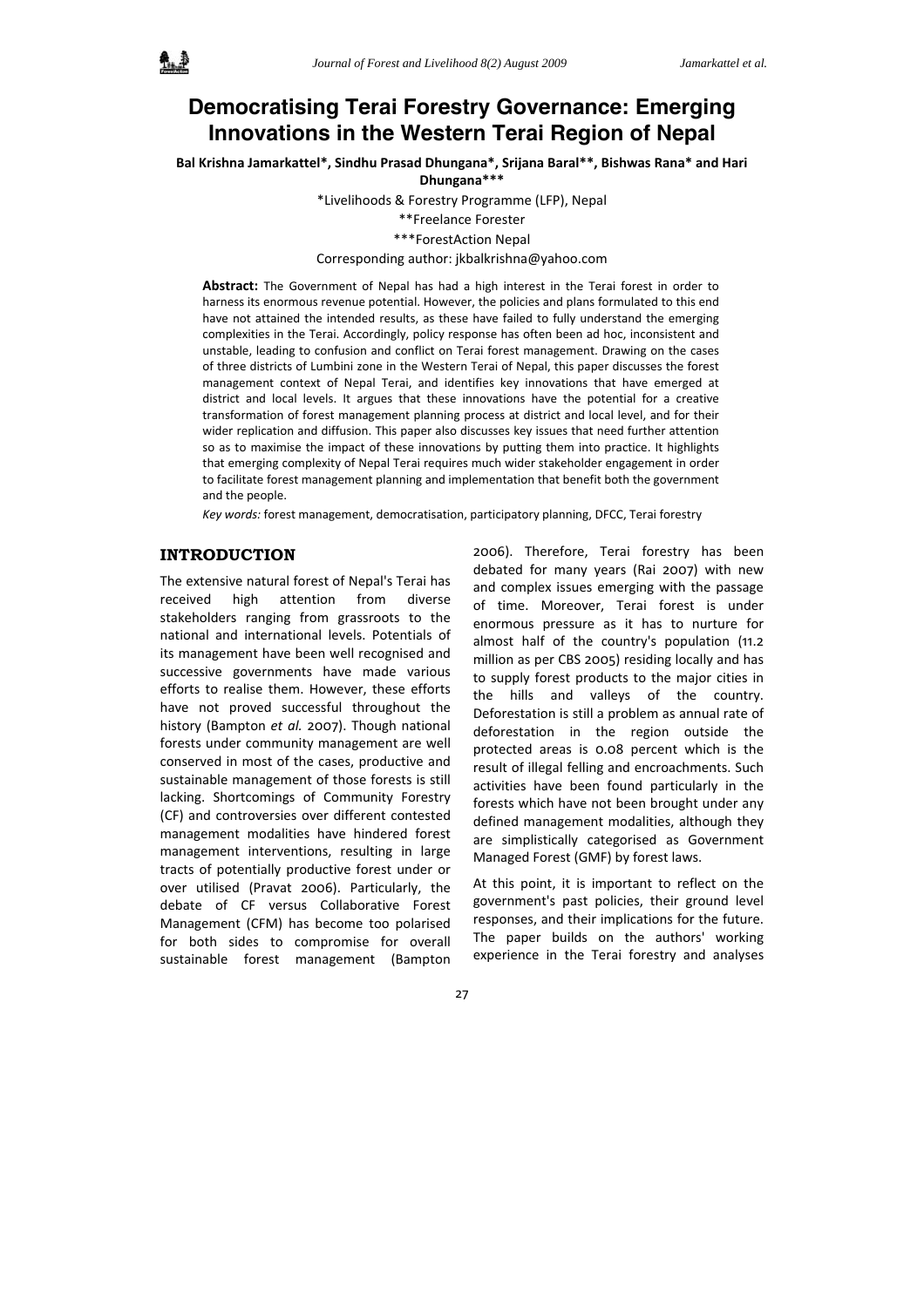# Democratising Terai Forestry Governance: Emerging Innovations in the Western Terai Region of Nepal

**Bal Krishna Jamarkattel\*, Sindhu Prasad Dhungana\*, Srijana Baral\*\*, Bishwas Rana\* and Hari Dhungana\*\*\***

\*Livelihoods & Forestry Programme (LFP), Nepal

\*\*Freelance Forester

\*\*\*ForestAction Nepal

Corresponding author: jkbalkrishna@yahoo.com

**Abstract:** The Government of Nepal has had a high interest in the Terai forest in order to harness its enormous revenue potential. However, the policies and plans formulated to this end have not attained the intended results, as these have failed to fully understand the emerging complexities in the Terai. Accordingly, policy response has often been ad hoc, inconsistent and unstable, leading to confusion and conflict on Terai forest management. Drawing on the cases of three districts of Lumbini zone in the Western Terai of Nepal, this paper discusses the forest management context of Nepal Terai, and identifies key innovations that have emerged at district and local levels. It argues that these innovations have the potential for a creative transformation of forest management planning process at district and local level, and for their wider replication and diffusion. This paper also discusses key issues that need further attention so as to maximise the impact of these innovations by putting them into practice. It highlights that emerging complexity of Nepal Terai requires much wider stakeholder engagement in order to facilitate forest management planning and implementation that benefit both the government and the people.

*Key words:* forest management, democratisation, participatory planning, DFCC, Terai forestry

## INTRODUCTION

The extensive natural forest of Nepal's Terai has received high attention from diverse stakeholders ranging from grassroots to the national and international levels. Potentials of its management have been well recognised and successive governments have made various efforts to realise them. However, these efforts have not proved successful throughout the history (Bampton *et al.* 2007). Though national forests under community management are well conserved in most of the cases, productive and sustainable management of those forests is still lacking. Shortcomings of Community Forestry (CF) and controversies over different contested management modalities have hindered forest management interventions, resulting in large tracts of potentially productive forest under or over utilised (Pravat 2006). Particularly, the debate of CF versus Collaborative Forest Management (CFM) has become too polarised for both sides to compromise for overall sustainable forest management (Bampton 2006). Therefore, Terai forestry has been debated for many years (Rai 2007) with new and complex issues emerging with the passage of time. Moreover, Terai forest is under enormous pressure as it has to nurture for almost half of the country's population (11.2 million as per CBS 2005) residing locally and has to supply forest products to the major cities in the hills and valleys of the country. Deforestation is still a problem as annual rate of deforestation in the region outside the protected areas is 0.08 percent which is the result of illegal felling and encroachments. Such activities have been found particularly in the forests which have not been brought under any defined management modalities, although they are simplistically categorised as Government Managed Forest (GMF) by forest laws.

At this point, it is important to reflect on the government's past policies, their ground level responses, and their implications for the future. The paper builds on the authors' working experience in the Terai forestry and analyses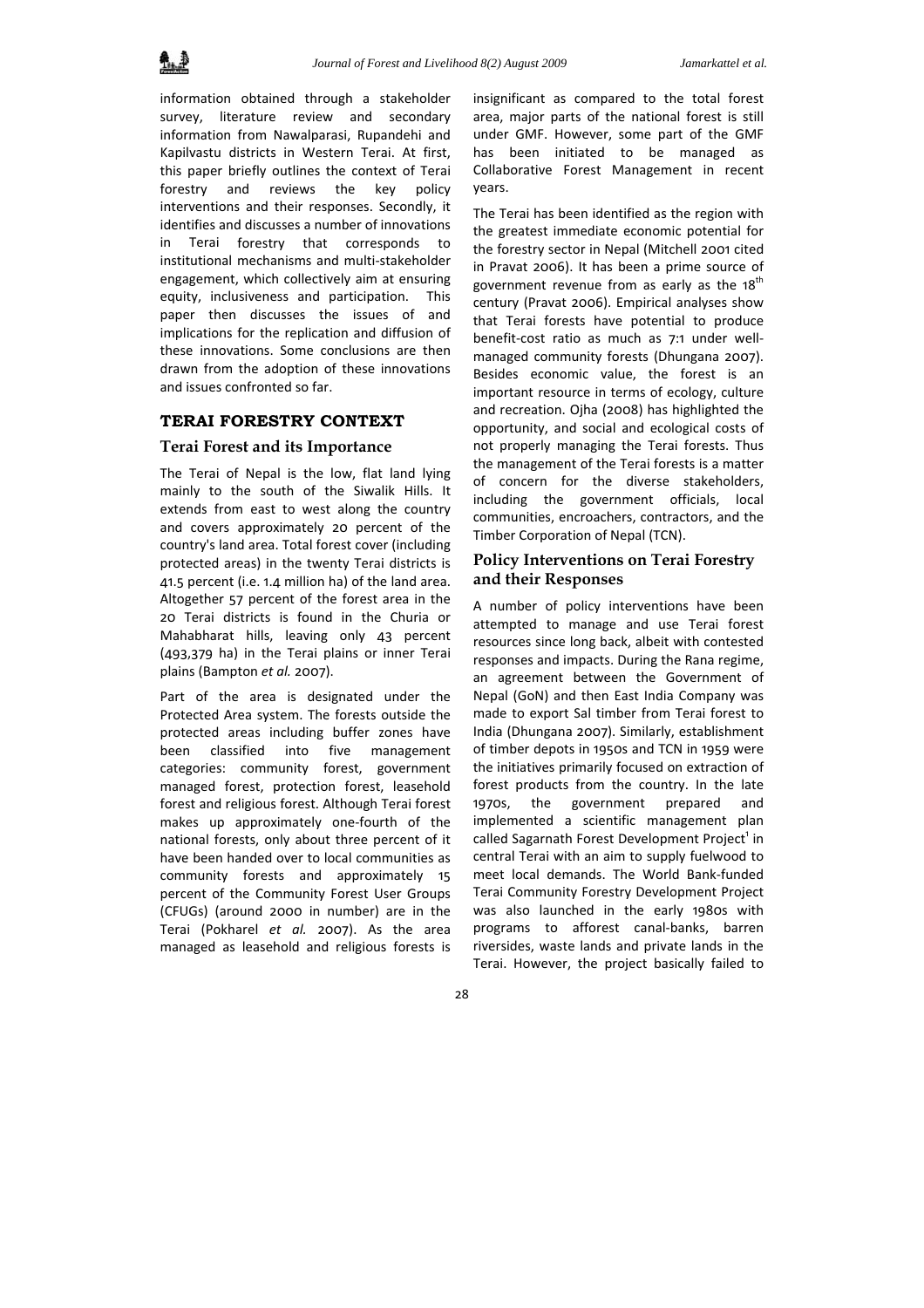information obtained through a stakeholder survey, literature review and secondary information from Nawalparasi, Rupandehi and Kapilvastu districts in Western Terai. At first, this paper briefly outlines the context of Terai forestry and reviews the key policy interventions and their responses. Secondly, it identifies and discusses a number of innovations in Terai forestry that corresponds to institutional mechanisms and multi-stakeholder engagement, which collectively aim at ensuring equity, inclusiveness and participation. This paper then discusses the issues of and implications for the replication and diffusion of these innovations. Some conclusions are then drawn from the adoption of these innovations and issues confronted so far.

## TERAI FORESTRY CONTEXT

### Terai Forest and its Importance

The Terai of Nepal is the low, flat land lying mainly to the south of the Siwalik Hills. It extends from east to west along the country and covers approximately 20 percent of the country's land area. Total forest cover (including protected areas) in the twenty Terai districts is 41.5 percent (i.e. 1.4 million ha) of the land area. Altogether 57 percent of the forest area in the 20 Terai districts is found in the Churia or Mahabharat hills, leaving only 43 percent (493,379 ha) in the Terai plains or inner Terai plains (Bampton *et al.* 2007).

Part of the area is designated under the Protected Area system. The forests outside the protected areas including buffer zones have been classified into five management categories: community forest, government managed forest, protection forest, leasehold forest and religious forest. Although Terai forest makes up approximately one-fourth of the national forests, only about three percent of it have been handed over to local communities as community forests and approximately 15 percent of the Community Forest User Groups (CFUGs) (around 2000 in number) are in the Terai (Pokharel *et al.* 2007). As the area managed as leasehold and religious forests is insignificant as compared to the total forest area, major parts of the national forest is still under GMF. However, some part of the GMF has been initiated to be managed as Collaborative Forest Management in recent years.

The Terai has been identified as the region with the greatest immediate economic potential for the forestry sector in Nepal (Mitchell 2001 cited in Pravat 2006). It has been a prime source of government revenue from as early as the 18th century (Pravat 2006). Empirical analyses show that Terai forests have potential to produce benefit-cost ratio as much as 7:1 under well-managed community forests (Dhungana 2007). Besides economic value, the forest is an important resource in terms of ecology, culture and recreation. Ojha (2008) has highlighted the opportunity, and social and ecological costs of not properly managing the Terai forests. Thus the management of the Terai forests is a matter of concern for the diverse stakeholders, including the government officials, local communities, encroachers, contractors, and the Timber Corporation of Nepal (TCN).

### Policy Interventions on Terai Forestry and their Responses

A number of policy interventions have been attempted to manage and use Terai forest resources since long back, albeit with contested responses and impacts. During the Rana regime, an agreement between the Government of Nepal (GoN) and then East India Company was made to export Sal timber from Terai forest to India (Dhungana 2007). Similarly, establishment of timber depots in 1950s and TCN in 1959 were the initiatives primarily focused on extraction of forest products from the country. In the late 1970s, the government prepared and implemented a scientific management plan called Sagarnath Forest Development Project[1] in central Terai with an aim to supply fuelwood to meet local demands. The World Bank-funded Terai Community Forestry Development Project was also launched in the early 1980s with programs to afforest canal-banks, barren riversides, waste lands and private lands in the Terai. However, the project basically failed to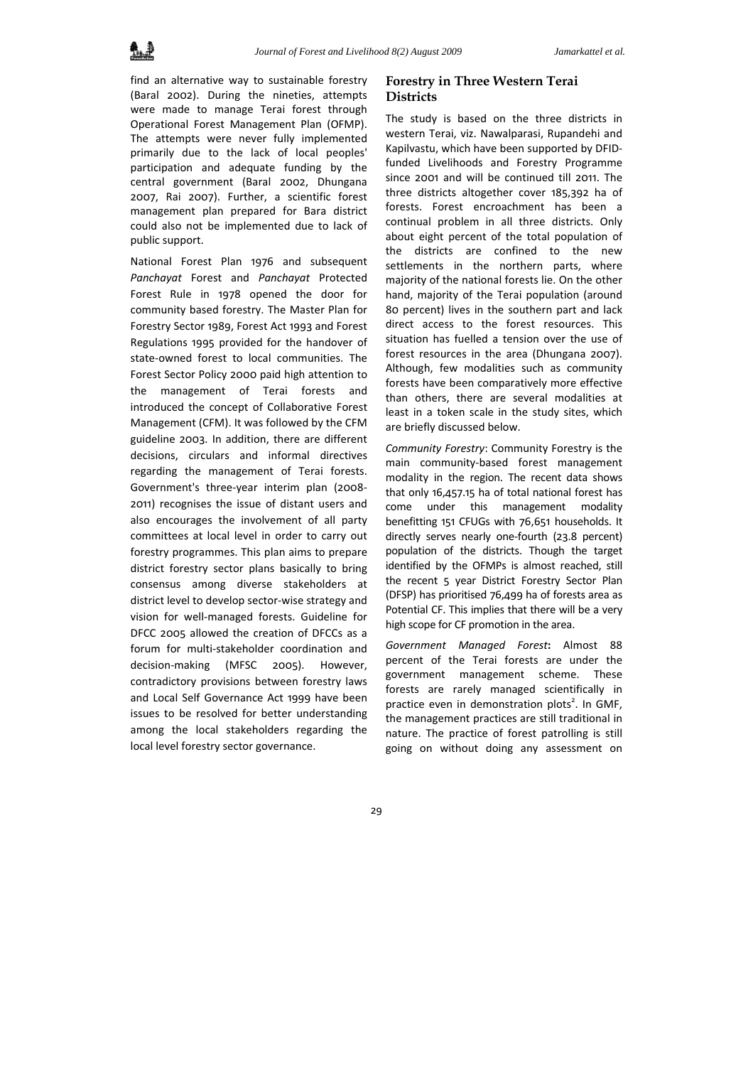find an alternative way to sustainable forestry (Baral 2002). During the nineties, attempts were made to manage Terai forest through Operational Forest Management Plan (OFMP). The attempts were never fully implemented primarily due to the lack of local peoples' participation and adequate funding by the central government (Baral 2002, Dhungana 2007, Rai 2007). Further, a scientific forest management plan prepared for Bara district could also not be implemented due to lack of public support.

National Forest Plan 1976 and subsequent *Panchayat* Forest and *Panchayat* Protected Forest Rule in 1978 opened the door for community based forestry. The Master Plan for Forestry Sector 1989, Forest Act 1993 and Forest Regulations 1995 provided for the handover of state-owned forest to local communities. The Forest Sector Policy 2000 paid high attention to the management of Terai forests and introduced the concept of Collaborative Forest Management (CFM). It was followed by the CFM guideline 2003. In addition, there are different decisions, circulars and informal directives regarding the management of Terai forests. Government's three-year interim plan (2008-2011) recognises the issue of distant users and also encourages the involvement of all party committees at local level in order to carry out forestry programmes. This plan aims to prepare district forestry sector plans basically to bring consensus among diverse stakeholders at district level to develop sector-wise strategy and vision for well-managed forests. Guideline for DFCC 2005 allowed the creation of DFCCs as a forum for multi-stakeholder coordination and decision-making (MFSC 2005). However, contradictory provisions between forestry laws and Local Self Governance Act 1999 have been issues to be resolved for better understanding among the local stakeholders regarding the local level forestry sector governance.

## Forestry in Three Western Terai Districts

The study is based on the three districts in western Terai, viz. Nawalparasi, Rupandehi and Kapilvastu, which have been supported by DFID-funded Livelihoods and Forestry Programme since 2001 and will be continued till 2011. The three districts altogether cover 185,392 ha of forests. Forest encroachment has been a continual problem in all three districts. Only about eight percent of the total population of the districts are confined to the new settlements in the northern parts, where majority of the national forests lie. On the other hand, majority of the Terai population (around 80 percent) lives in the southern part and lack direct access to the forest resources. This situation has fuelled a tension over the use of forest resources in the area (Dhungana 2007). Although, few modalities such as community forests have been comparatively more effective than others, there are several modalities at least in a token scale in the study sites, which are briefly discussed below.

*Community Forestry*: Community Forestry is the main community-based forest management modality in the region. The recent data shows that only 16,457.15 ha of total national forest has come under this management modality benefitting 151 CFUGs with 76,651 households. It directly serves nearly one-fourth (23.8 percent) population of the districts. Though the target identified by the OFMPs is almost reached, still the recent 5 year District Forestry Sector Plan (DFSP) has prioritised 76,499 ha of forests area as Potential CF. This implies that there will be a very high scope for CF promotion in the area.

*Government Managed Forest*: Almost 88 percent of the Terai forests are under the government management scheme. These forests are rarely managed scientifically in practice even in demonstration plots[2]. In GMF, the management practices are still traditional in nature. The practice of forest patrolling is still going on without doing any assessment on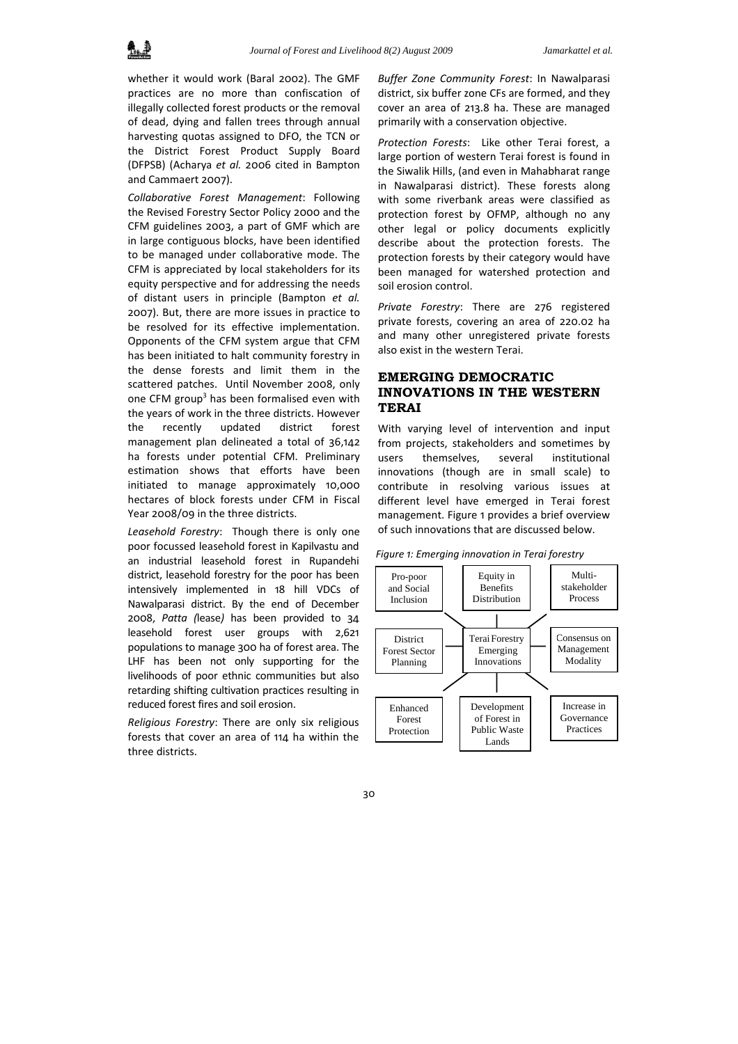whether it would work (Baral 2002). The GMF practices are no more than confiscation of illegally collected forest products or the removal of dead, dying and fallen trees through annual harvesting quotas assigned to DFO, the TCN or the District Forest Product Supply Board (DFPSB) (Acharya *et al.* 2006 cited in Bampton and Cammaert 2007).

*Collaborative Forest Management*: Following the Revised Forestry Sector Policy 2000 and the CFM guidelines 2003, a part of GMF which are in large contiguous blocks, have been identified to be managed under collaborative mode. The CFM is appreciated by local stakeholders for its equity perspective and for addressing the needs of distant users in principle (Bampton *et al.* 2007). But, there are more issues in practice to be resolved for its effective implementation. Opponents of the CFM system argue that CFM has been initiated to halt community forestry in the dense forests and limit them in the scattered patches. Until November 2008, only one CFM group[3] has been formalised even with the years of work in the three districts. However the recently updated district forest management plan delineated a total of 36,142 ha forests under potential CFM. Preliminary estimation shows that efforts have been initiated to manage approximately 10,000 hectares of block forests under CFM in Fiscal Year 2008/09 in the three districts.

*Leasehold Forestry*: Though there is only one poor focussed leasehold forest in Kapilvastu and an industrial leasehold forest in Rupandehi district, leasehold forestry for the poor has been intensively implemented in 18 hill VDCs of Nawalparasi district. By the end of December 2008, *Patta (*lease*)* has been provided to 34 leasehold forest user groups with 2,621 populations to manage 300 ha of forest area. The LHF has been not only supporting for the livelihoods of poor ethnic communities but also retarding shifting cultivation practices resulting in reduced forest fires and soil erosion.

*Religious Forestry*: There are only six religious forests that cover an area of 114 ha within the three districts.

*Buffer Zone Community Forest*: In Nawalparasi district, six buffer zone CFs are formed, and they cover an area of 213.8 ha. These are managed primarily with a conservation objective.

*Protection Forests*: Like other Terai forest, a large portion of western Terai forest is found in the Siwalik Hills, (and even in Mahabharat range in Nawalparasi district). These forests along with some riverbank areas were classified as protection forest by OFMP, although no any other legal or policy documents explicitly describe about the protection forests. The protection forests by their category would have been managed for watershed protection and soil erosion control.

*Private Forestry*: There are 276 registered private forests, covering an area of 220.02 ha and many other unregistered private forests also exist in the western Terai.

## EMERGING DEMOCRATIC INNOVATIONS IN THE WESTERN TERAI

With varying level of intervention and input from projects, stakeholders and sometimes by users themselves, several institutional innovations (though are in small scale) to contribute in resolving various issues at different level have emerged in Terai forest management. Figure 1 provides a brief overview of such innovations that are discussed below.

*Figure 1: Emerging innovation in Terai forestry*

| Pro-poor and Social Inclusion | Equity in Benefits Distribution | Multi-stakeholder Process |
|---|---|---|
| District Forest Sector Planning | Terai Forestry Emerging Innovations | Consensus on Management Modality |
| Enhanced Forest Protection | Development of Forest in Public Waste Lands | Increase in Governance Practices |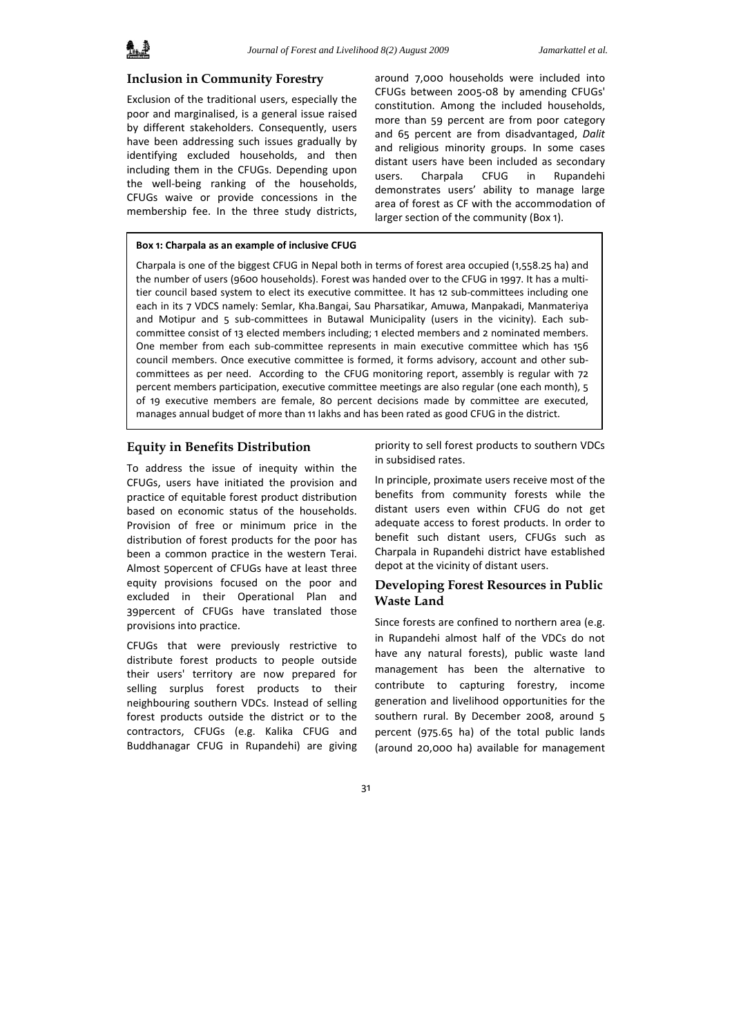## Inclusion in Community Forestry

Exclusion of the traditional users, especially the poor and marginalised, is a general issue raised by different stakeholders. Consequently, users have been addressing such issues gradually by identifying excluded households, and then including them in the CFUGs. Depending upon the well-being ranking of the households, CFUGs waive or provide concessions in the membership fee. In the three study districts, around 7,000 households were included into CFUGs between 2005-08 by amending CFUGs' constitution. Among the included households, more than 59 percent are from poor category and 65 percent are from disadvantaged, *Dalit* and religious minority groups. In some cases distant users have been included as secondary users. Charpala CFUG in Rupandehi demonstrates users' ability to manage large area of forest as CF with the accommodation of larger section of the community (Box 1).

**Box 1: Charpala as an example of inclusive CFUG**

Charpala is one of the biggest CFUG in Nepal both in terms of forest area occupied (1,558.25 ha) and the number of users (9600 households). Forest was handed over to the CFUG in 1997. It has a multi-tier council based system to elect its executive committee. It has 12 sub-committees including one each in its 7 VDCS namely: Semlar, Kha.Bangai, Sau Pharsatikar, Amuwa, Manpakadi, Manmateriya and Motipur and 5 sub-committees in Butawal Municipality (users in the vicinity). Each sub-committee consist of 13 elected members including; 1 elected members and 2 nominated members. One member from each sub-committee represents in main executive committee which has 156 council members. Once executive committee is formed, it forms advisory, account and other sub-committees as per need. According to the CFUG monitoring report, assembly is regular with 72 percent members participation, executive committee meetings are also regular (one each month), 5 of 19 executive members are female, 80 percent decisions made by committee are executed, manages annual budget of more than 11 lakhs and has been rated as good CFUG in the district.

## Equity in Benefits Distribution

To address the issue of inequity within the CFUGs, users have initiated the provision and practice of equitable forest product distribution based on economic status of the households. Provision of free or minimum price in the distribution of forest products for the poor has been a common practice in the western Terai. Almost 50percent of CFUGs have at least three equity provisions focused on the poor and excluded in their Operational Plan and 39percent of CFUGs have translated those provisions into practice.

CFUGs that were previously restrictive to distribute forest products to people outside their users' territory are now prepared for selling surplus forest products to their neighbouring southern VDCs. Instead of selling forest products outside the district or to the contractors, CFUGs (e.g. Kalika CFUG and Buddhanagar CFUG in Rupandehi) are giving priority to sell forest products to southern VDCs in subsidised rates.

In principle, proximate users receive most of the benefits from community forests while the distant users even within CFUG do not get adequate access to forest products. In order to benefit such distant users, CFUGs such as Charpala in Rupandehi district have established depot at the vicinity of distant users.

## Developing Forest Resources in Public Waste Land

Since forests are confined to northern area (e.g. in Rupandehi almost half of the VDCs do not have any natural forests), public waste land management has been the alternative to contribute to capturing forestry, income generation and livelihood opportunities for the southern rural. By December 2008, around 5 percent (975.65 ha) of the total public lands (around 20,000 ha) available for management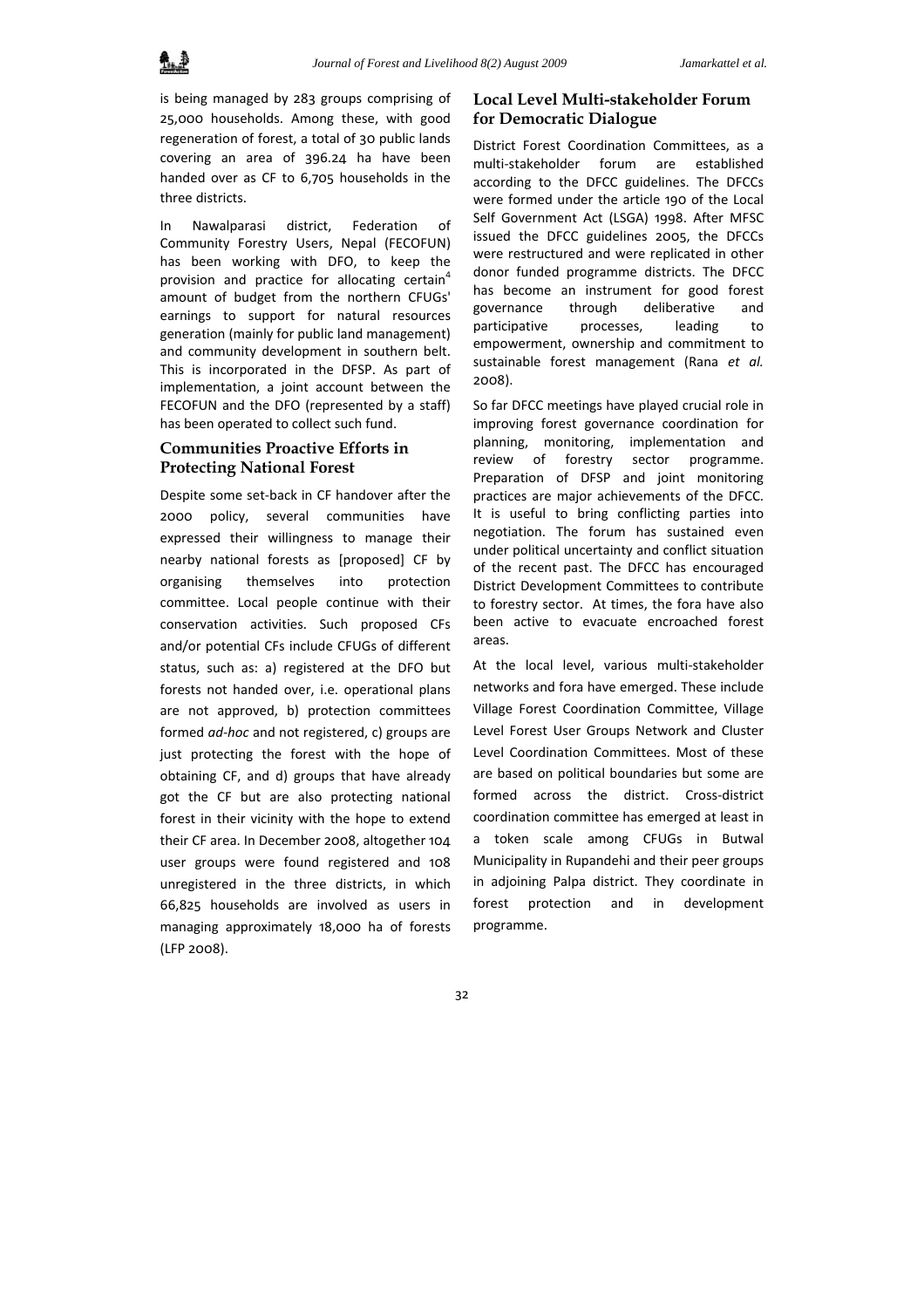is being managed by 283 groups comprising of 25,000 households. Among these, with good regeneration of forest, a total of 30 public lands covering an area of 396.24 ha have been handed over as CF to 6,705 households in the three districts.

In Nawalparasi district, Federation of Community Forestry Users, Nepal (FECOFUN) has been working with DFO, to keep the provision and practice for allocating certain[4] amount of budget from the northern CFUGs' earnings to support for natural resources generation (mainly for public land management) and community development in southern belt. This is incorporated in the DFSP. As part of implementation, a joint account between the FECOFUN and the DFO (represented by a staff) has been operated to collect such fund.

## Communities Proactive Efforts in Protecting National Forest

Despite some set-back in CF handover after the 2000 policy, several communities have expressed their willingness to manage their nearby national forests as [proposed] CF by organising themselves into protection committee. Local people continue with their conservation activities. Such proposed CFs and/or potential CFs include CFUGs of different status, such as: a) registered at the DFO but forests not handed over, i.e. operational plans are not approved, b) protection committees formed *ad-hoc* and not registered, c) groups are just protecting the forest with the hope of obtaining CF, and d) groups that have already got the CF but are also protecting national forest in their vicinity with the hope to extend their CF area. In December 2008, altogether 104 user groups were found registered and 108 unregistered in the three districts, in which 66,825 households are involved as users in managing approximately 18,000 ha of forests (LFP 2008).

## Local Level Multi-stakeholder Forum for Democratic Dialogue

District Forest Coordination Committees, as a multi-stakeholder forum are established according to the DFCC guidelines. The DFCCs were formed under the article 190 of the Local Self Government Act (LSGA) 1998. After MFSC issued the DFCC guidelines 2005, the DFCCs were restructured and were replicated in other donor funded programme districts. The DFCC has become an instrument for good forest governance through deliberative and participative processes, leading to empowerment, ownership and commitment to sustainable forest management (Rana *et al.* 2008).

So far DFCC meetings have played crucial role in improving forest governance coordination for planning, monitoring, implementation and review of forestry sector programme. Preparation of DFSP and joint monitoring practices are major achievements of the DFCC. It is useful to bring conflicting parties into negotiation. The forum has sustained even under political uncertainty and conflict situation of the recent past. The DFCC has encouraged District Development Committees to contribute to forestry sector. At times, the fora have also been active to evacuate encroached forest areas.

At the local level, various multi-stakeholder networks and fora have emerged. These include Village Forest Coordination Committee, Village Level Forest User Groups Network and Cluster Level Coordination Committees. Most of these are based on political boundaries but some are formed across the district. Cross-district coordination committee has emerged at least in a token scale among CFUGs in Butwal Municipality in Rupandehi and their peer groups in adjoining Palpa district. They coordinate in forest protection and in development programme.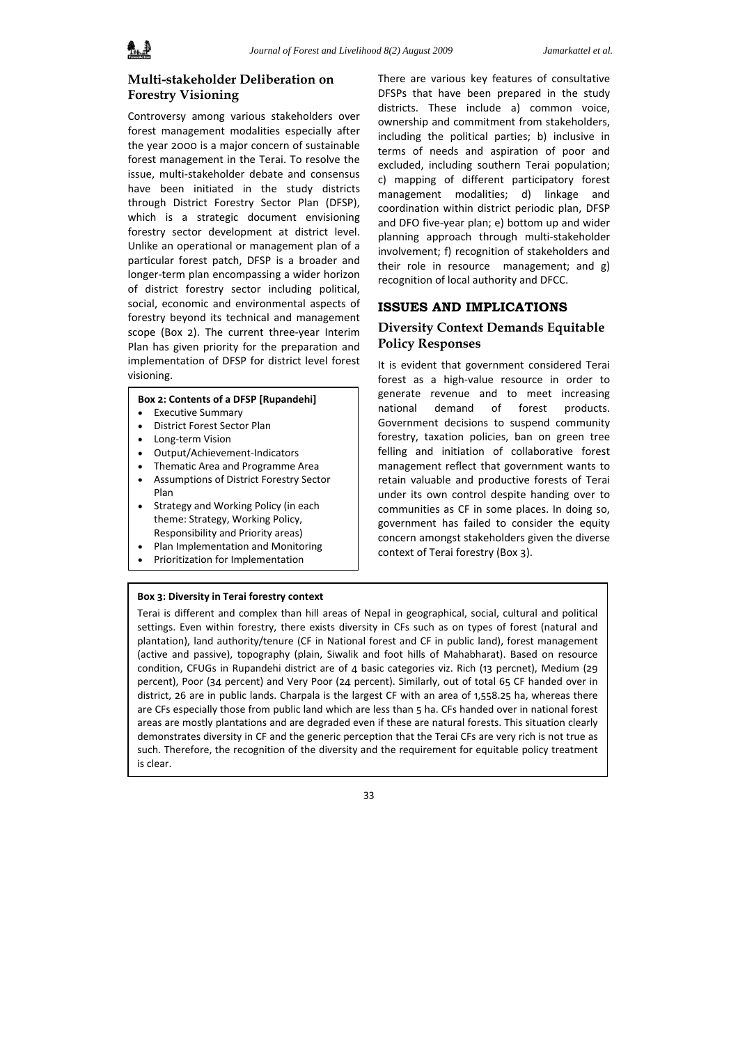## Multi-stakeholder Deliberation on Forestry Visioning

Controversy among various stakeholders over forest management modalities especially after the year 2000 is a major concern of sustainable forest management in the Terai. To resolve the issue, multi-stakeholder debate and consensus have been initiated in the study districts through District Forestry Sector Plan (DFSP), which is a strategic document envisioning forestry sector development at district level. Unlike an operational or management plan of a particular forest patch, DFSP is a broader and longer-term plan encompassing a wider horizon of district forestry sector including political, social, economic and environmental aspects of forestry beyond its technical and management scope (Box 2). The current three-year Interim Plan has given priority for the preparation and implementation of DFSP for district level forest visioning.

**Box 2: Contents of a DFSP [Rupandehi]**

- Executive Summary
- District Forest Sector Plan
- Long-term Vision
- Output/Achievement-Indicators
- Thematic Area and Programme Area
- Assumptions of District Forestry Sector Plan
- Strategy and Working Policy (in each theme: Strategy, Working Policy, Responsibility and Priority areas)
- Plan Implementation and Monitoring
- Prioritization for Implementation

There are various key features of consultative DFSPs that have been prepared in the study districts. These include a) common voice, ownership and commitment from stakeholders, including the political parties; b) inclusive in terms of needs and aspiration of poor and excluded, including southern Terai population; c) mapping of different participatory forest management modalities; d) linkage and coordination within district periodic plan, DFSP and DFO five-year plan; e) bottom up and wider planning approach through multi-stakeholder involvement; f) recognition of stakeholders and their role in resource management; and g) recognition of local authority and DFCC.

# ISSUES AND IMPLICATIONS

## Diversity Context Demands Equitable Policy Responses

It is evident that government considered Terai forest as a high-value resource in order to generate revenue and to meet increasing national demand of forest products. Government decisions to suspend community forestry, taxation policies, ban on green tree felling and initiation of collaborative forest management reflect that government wants to retain valuable and productive forests of Terai under its own control despite handing over to communities as CF in some places. In doing so, government has failed to consider the equity concern amongst stakeholders given the diverse context of Terai forestry (Box 3).

**Box 3: Diversity in Terai forestry context**

Terai is different and complex than hill areas of Nepal in geographical, social, cultural and political settings. Even within forestry, there exists diversity in CFs such as on types of forest (natural and plantation), land authority/tenure (CF in National forest and CF in public land), forest management (active and passive), topography (plain, Siwalik and foot hills of Mahabharat). Based on resource condition, CFUGs in Rupandehi district are of 4 basic categories viz. Rich (13 percnet), Medium (29 percent), Poor (34 percent) and Very Poor (24 percent). Similarly, out of total 65 CF handed over in district, 26 are in public lands. Charpala is the largest CF with an area of 1,558.25 ha, whereas there are CFs especially those from public land which are less than 5 ha. CFs handed over in national forest areas are mostly plantations and are degraded even if these are natural forests. This situation clearly demonstrates diversity in CF and the generic perception that the Terai CFs are very rich is not true as such. Therefore, the recognition of the diversity and the requirement for equitable policy treatment is clear.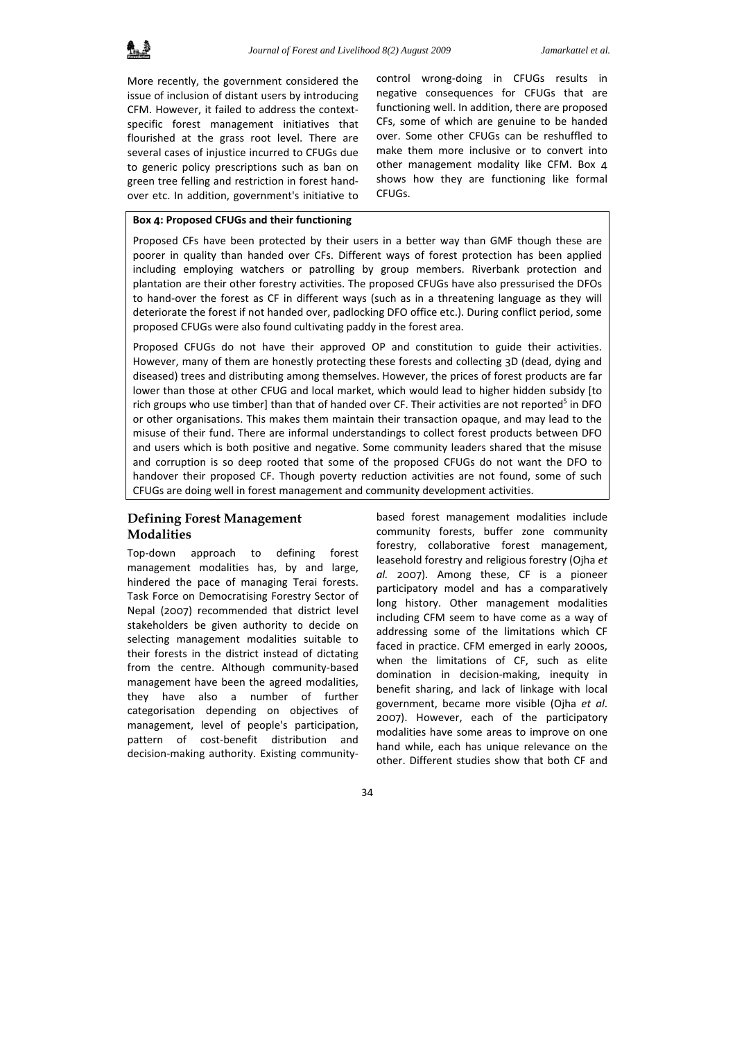More recently, the government considered the issue of inclusion of distant users by introducing CFM. However, it failed to address the context-specific forest management initiatives that flourished at the grass root level. There are several cases of injustice incurred to CFUGs due to generic policy prescriptions such as ban on green tree felling and restriction in forest hand-over etc. In addition, government's initiative to control wrong-doing in CFUGs results in negative consequences for CFUGs that are functioning well. In addition, there are proposed CFs, some of which are genuine to be handed over. Some other CFUGs can be reshuffled to make them more inclusive or to convert into other management modality like CFM. Box 4 shows how they are functioning like formal CFUGs.

**Box 4: Proposed CFUGs and their functioning**

Proposed CFs have been protected by their users in a better way than GMF though these are poorer in quality than handed over CFs. Different ways of forest protection has been applied including employing watchers or patrolling by group members. Riverbank protection and plantation are their other forestry activities. The proposed CFUGs have also pressurised the DFOs to hand-over the forest as CF in different ways (such as in a threatening language as they will deteriorate the forest if not handed over, padlocking DFO office etc.). During conflict period, some proposed CFUGs were also found cultivating paddy in the forest area.

Proposed CFUGs do not have their approved OP and constitution to guide their activities. However, many of them are honestly protecting these forests and collecting 3D (dead, dying and diseased) trees and distributing among themselves. However, the prices of forest products are far lower than those at other CFUG and local market, which would lead to higher hidden subsidy [to rich groups who use timber] than that of handed over CF. Their activities are not reported[5] in DFO or other organisations. This makes them maintain their transaction opaque, and may lead to the misuse of their fund. There are informal understandings to collect forest products between DFO and users which is both positive and negative. Some community leaders shared that the misuse and corruption is so deep rooted that some of the proposed CFUGs do not want the DFO to handover their proposed CF. Though poverty reduction activities are not found, some of such CFUGs are doing well in forest management and community development activities.

## Defining Forest Management Modalities

Top-down approach to defining forest management modalities has, by and large, hindered the pace of managing Terai forests. Task Force on Democratising Forestry Sector of Nepal (2007) recommended that district level stakeholders be given authority to decide on selecting management modalities suitable to their forests in the district instead of dictating from the centre. Although community-based management have been the agreed modalities, they have also a number of further categorisation depending on objectives of management, level of people's participation, pattern of cost-benefit distribution and decision-making authority. Existing community-based forest management modalities include community forests, buffer zone community forestry, collaborative forest management, leasehold forestry and religious forestry (Ojha *et al.* 2007). Among these, CF is a pioneer participatory model and has a comparatively long history. Other management modalities including CFM seem to have come as a way of addressing some of the limitations which CF faced in practice. CFM emerged in early 2000s, when the limitations of CF, such as elite domination in decision-making, inequity in benefit sharing, and lack of linkage with local government, became more visible (Ojha *et al*. 2007). However, each of the participatory modalities have some areas to improve on one hand while, each has unique relevance on the other. Different studies show that both CF and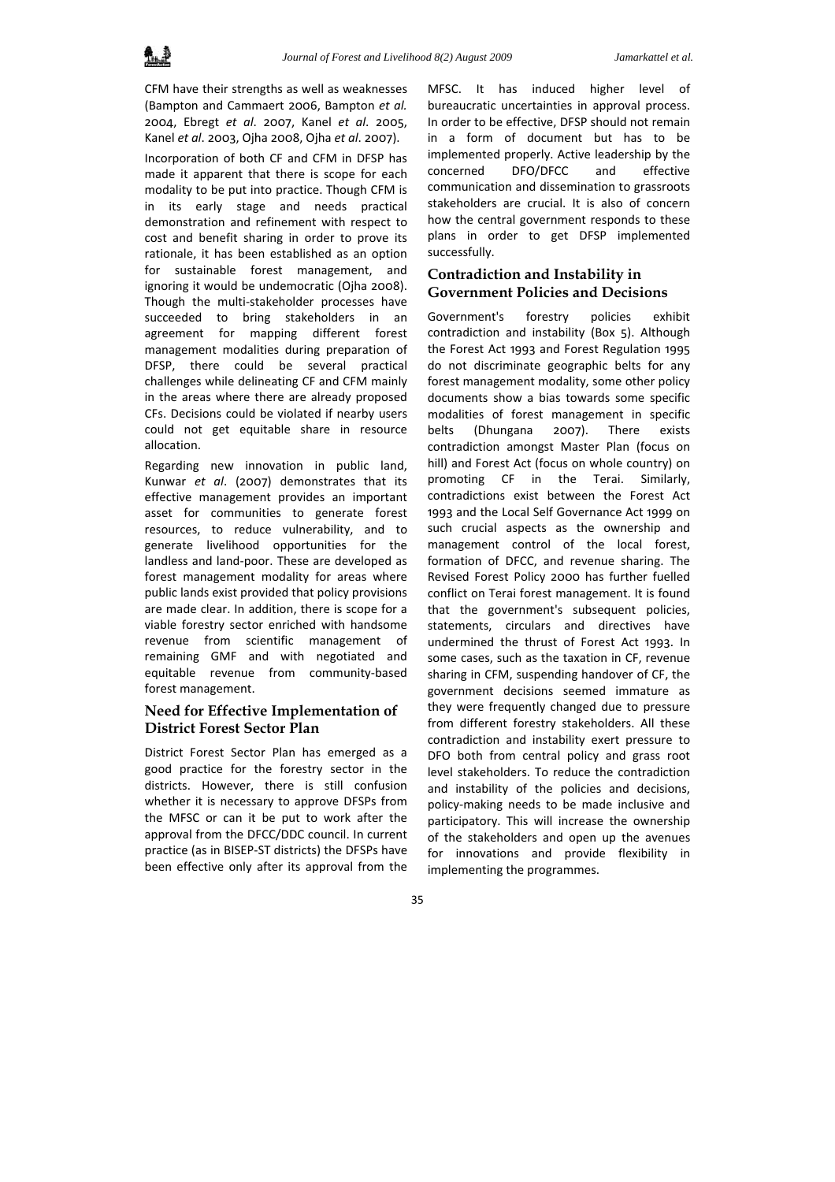CFM have their strengths as well as weaknesses (Bampton and Cammaert 2006, Bampton *et al.* 2004, Ebregt *et al*. 2007, Kanel *et al*. 2005, Kanel *et al*. 2003, Ojha 2008, Ojha *et al*. 2007).

Incorporation of both CF and CFM in DFSP has made it apparent that there is scope for each modality to be put into practice. Though CFM is in its early stage and needs practical demonstration and refinement with respect to cost and benefit sharing in order to prove its rationale, it has been established as an option for sustainable forest management, and ignoring it would be undemocratic (Ojha 2008). Though the multi-stakeholder processes have succeeded to bring stakeholders in an agreement for mapping different forest management modalities during preparation of DFSP, there could be several practical challenges while delineating CF and CFM mainly in the areas where there are already proposed CFs. Decisions could be violated if nearby users could not get equitable share in resource allocation.

Regarding new innovation in public land, Kunwar *et al*. (2007) demonstrates that its effective management provides an important asset for communities to generate forest resources, to reduce vulnerability, and to generate livelihood opportunities for the landless and land-poor. These are developed as forest management modality for areas where public lands exist provided that policy provisions are made clear. In addition, there is scope for a viable forestry sector enriched with handsome revenue from scientific management of remaining GMF and with negotiated and equitable revenue from community-based forest management.

## Need for Effective Implementation of District Forest Sector Plan

District Forest Sector Plan has emerged as a good practice for the forestry sector in the districts. However, there is still confusion whether it is necessary to approve DFSPs from the MFSC or can it be put to work after the approval from the DFCC/DDC council. In current practice (as in BISEP-ST districts) the DFSPs have been effective only after its approval from the MFSC. It has induced higher level of bureaucratic uncertainties in approval process. In order to be effective, DFSP should not remain in a form of document but has to be implemented properly. Active leadership by the concerned DFO/DFCC and effective communication and dissemination to grassroots stakeholders are crucial. It is also of concern how the central government responds to these plans in order to get DFSP implemented successfully.

## Contradiction and Instability in Government Policies and Decisions

Government's forestry policies exhibit contradiction and instability (Box 5). Although the Forest Act 1993 and Forest Regulation 1995 do not discriminate geographic belts for any forest management modality, some other policy documents show a bias towards some specific modalities of forest management in specific belts (Dhungana 2007). There exists contradiction amongst Master Plan (focus on hill) and Forest Act (focus on whole country) on promoting CF in the Terai. Similarly, contradictions exist between the Forest Act 1993 and the Local Self Governance Act 1999 on such crucial aspects as the ownership and management control of the local forest, formation of DFCC, and revenue sharing. The Revised Forest Policy 2000 has further fuelled conflict on Terai forest management. It is found that the government's subsequent policies, statements, circulars and directives have undermined the thrust of Forest Act 1993. In some cases, such as the taxation in CF, revenue sharing in CFM, suspending handover of CF, the government decisions seemed immature as they were frequently changed due to pressure from different forestry stakeholders. All these contradiction and instability exert pressure to DFO both from central policy and grass root level stakeholders. To reduce the contradiction and instability of the policies and decisions, policy-making needs to be made inclusive and participatory. This will increase the ownership of the stakeholders and open up the avenues for innovations and provide flexibility in implementing the programmes.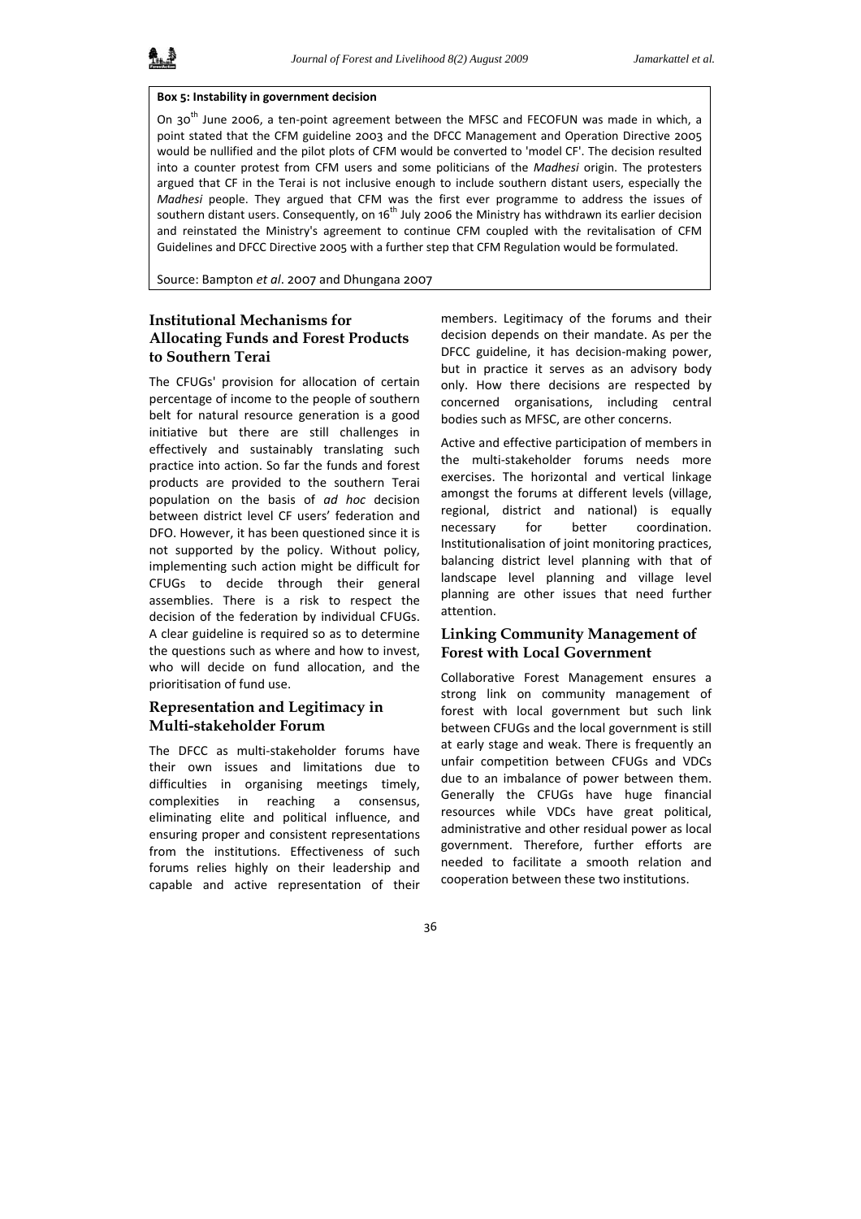**Box 5: Instability in government decision**

On 30th June 2006, a ten-point agreement between the MFSC and FECOFUN was made in which, a point stated that the CFM guideline 2003 and the DFCC Management and Operation Directive 2005 would be nullified and the pilot plots of CFM would be converted to 'model CF'. The decision resulted into a counter protest from CFM users and some politicians of the *Madhesi* origin. The protesters argued that CF in the Terai is not inclusive enough to include southern distant users, especially the *Madhesi* people. They argued that CFM was the first ever programme to address the issues of southern distant users. Consequently, on 16th July 2006 the Ministry has withdrawn its earlier decision and reinstated the Ministry's agreement to continue CFM coupled with the revitalisation of CFM Guidelines and DFCC Directive 2005 with a further step that CFM Regulation would be formulated.

Source: Bampton *et al*. 2007 and Dhungana 2007

## Institutional Mechanisms for Allocating Funds and Forest Products to Southern Terai

The CFUGs' provision for allocation of certain percentage of income to the people of southern belt for natural resource generation is a good initiative but there are still challenges in effectively and sustainably translating such practice into action. So far the funds and forest products are provided to the southern Terai population on the basis of *ad hoc* decision between district level CF users' federation and DFO. However, it has been questioned since it is not supported by the policy. Without policy, implementing such action might be difficult for CFUGs to decide through their general assemblies. There is a risk to respect the decision of the federation by individual CFUGs. A clear guideline is required so as to determine the questions such as where and how to invest, who will decide on fund allocation, and the prioritisation of fund use.

## Representation and Legitimacy in Multi-stakeholder Forum

The DFCC as multi-stakeholder forums have their own issues and limitations due to difficulties in organising meetings timely, complexities in reaching a consensus, eliminating elite and political influence, and ensuring proper and consistent representations from the institutions. Effectiveness of such forums relies highly on their leadership and capable and active representation of their members. Legitimacy of the forums and their decision depends on their mandate. As per the DFCC guideline, it has decision-making power, but in practice it serves as an advisory body only. How there decisions are respected by concerned organisations, including central bodies such as MFSC, are other concerns.

Active and effective participation of members in the multi-stakeholder forums needs more exercises. The horizontal and vertical linkage amongst the forums at different levels (village, regional, district and national) is equally necessary for better coordination. Institutionalisation of joint monitoring practices, balancing district level planning with that of landscape level planning and village level planning are other issues that need further attention.

## Linking Community Management of Forest with Local Government

Collaborative Forest Management ensures a strong link on community management of forest with local government but such link between CFUGs and the local government is still at early stage and weak. There is frequently an unfair competition between CFUGs and VDCs due to an imbalance of power between them. Generally the CFUGs have huge financial resources while VDCs have great political, administrative and other residual power as local government. Therefore, further efforts are needed to facilitate a smooth relation and cooperation between these two institutions.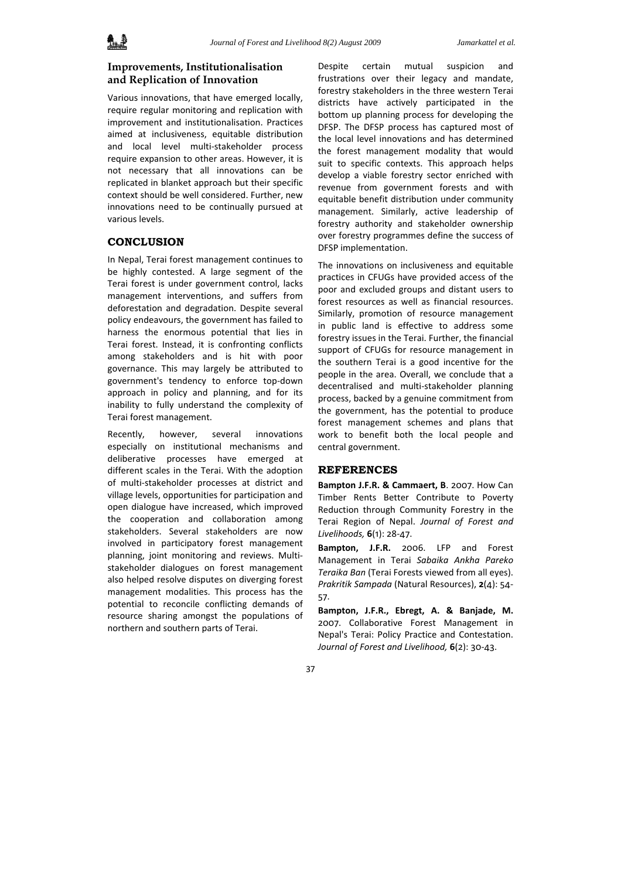## Improvements, Institutionalisation and Replication of Innovation

Various innovations, that have emerged locally, require regular monitoring and replication with improvement and institutionalisation. Practices aimed at inclusiveness, equitable distribution and local level multi-stakeholder process require expansion to other areas. However, it is not necessary that all innovations can be replicated in blanket approach but their specific context should be well considered. Further, new innovations need to be continually pursued at various levels.

## CONCLUSION

In Nepal, Terai forest management continues to be highly contested. A large segment of the Terai forest is under government control, lacks management interventions, and suffers from deforestation and degradation. Despite several policy endeavours, the government has failed to harness the enormous potential that lies in Terai forest. Instead, it is confronting conflicts among stakeholders and is hit with poor governance. This may largely be attributed to government's tendency to enforce top-down approach in policy and planning, and for its inability to fully understand the complexity of Terai forest management.

Recently, however, several innovations especially on institutional mechanisms and deliberative processes have emerged at different scales in the Terai. With the adoption of multi-stakeholder processes at district and village levels, opportunities for participation and open dialogue have increased, which improved the cooperation and collaboration among stakeholders. Several stakeholders are now involved in participatory forest management planning, joint monitoring and reviews. Multi-stakeholder dialogues on forest management also helped resolve disputes on diverging forest management modalities. This process has the potential to reconcile conflicting demands of resource sharing amongst the populations of northern and southern parts of Terai.

Despite certain mutual suspicion and frustrations over their legacy and mandate, forestry stakeholders in the three western Terai districts have actively participated in the bottom up planning process for developing the DFSP. The DFSP process has captured most of the local level innovations and has determined the forest management modality that would suit to specific contexts. This approach helps develop a viable forestry sector enriched with revenue from government forests and with equitable benefit distribution under community management. Similarly, active leadership of forestry authority and stakeholder ownership over forestry programmes define the success of DFSP implementation.

The innovations on inclusiveness and equitable practices in CFUGs have provided access of the poor and excluded groups and distant users to forest resources as well as financial resources. Similarly, promotion of resource management in public land is effective to address some forestry issues in the Terai. Further, the financial support of CFUGs for resource management in the southern Terai is a good incentive for the people in the area. Overall, we conclude that a decentralised and multi-stakeholder planning process, backed by a genuine commitment from the government, has the potential to produce forest management schemes and plans that work to benefit both the local people and central government.

## REFERENCES

**Bampton J.F.R. & Cammaert, B**. 2007. How Can Timber Rents Better Contribute to Poverty Reduction through Community Forestry in the Terai Region of Nepal. *Journal of Forest and Livelihoods,* **6**(1): 28-47.

**Bampton, J.F.R.** 2006. LFP and Forest Management in Terai *Sabaika Ankha Pareko Teraika Ban* (Terai Forests viewed from all eyes). *Prakritik Sampada* (Natural Resources), **2**(4): 54-57.

**Bampton, J.F.R., Ebregt, A. & Banjade, M.** 2007. Collaborative Forest Management in Nepal's Terai: Policy Practice and Contestation. *Journal of Forest and Livelihood,* **6**(2): 30-43.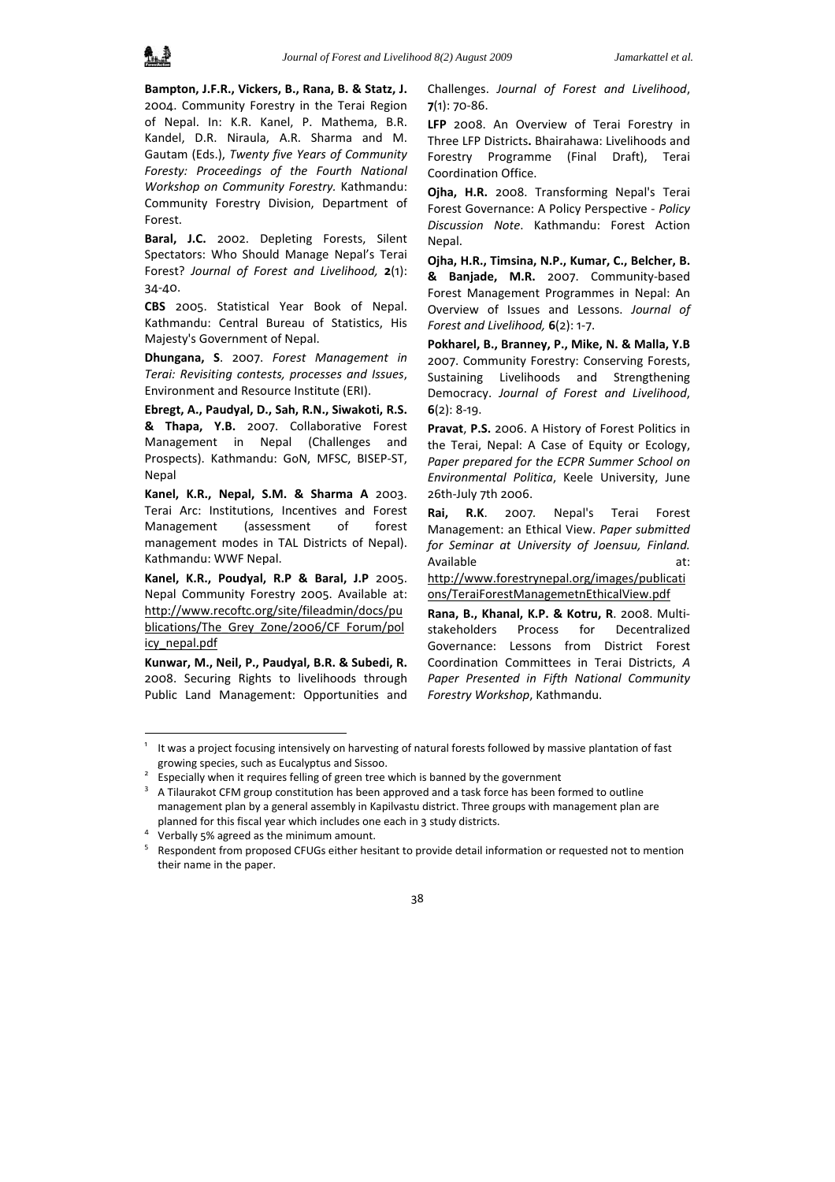**Bampton, J.F.R., Vickers, B., Rana, B. & Statz, J.** 2004. Community Forestry in the Terai Region of Nepal. In: K.R. Kanel, P. Mathema, B.R. Kandel, D.R. Niraula, A.R. Sharma and M. Gautam (Eds.), *Twenty five Years of Community Foresty: Proceedings of the Fourth National Workshop on Community Forestry.* Kathmandu: Community Forestry Division, Department of Forest.

**Baral, J.C.** 2002. Depleting Forests, Silent Spectators: Who Should Manage Nepal's Terai Forest? *Journal of Forest and Livelihood,* **2**(1): 34-40.

**CBS** 2005. Statistical Year Book of Nepal. Kathmandu: Central Bureau of Statistics, His Majesty's Government of Nepal.

**Dhungana, S**. 2007. *Forest Management in Terai: Revisiting contests, processes and Issues*, Environment and Resource Institute (ERI).

**Ebregt, A., Paudyal, D., Sah, R.N., Siwakoti, R.S. & Thapa, Y.B.** 2007. Collaborative Forest Management in Nepal (Challenges and Prospects). Kathmandu: GoN, MFSC, BISEP-ST, Nepal

**Kanel, K.R., Nepal, S.M. & Sharma A** 2003. Terai Arc: Institutions, Incentives and Forest Management (assessment of forest management modes in TAL Districts of Nepal). Kathmandu: WWF Nepal.

**Kanel, K.R., Poudyal, R.P & Baral, J.P** 2005. Nepal Community Forestry 2005. Available at: http://www.recoftc.org/site/fileadmin/docs/publications/The_Grey_Zone/2006/CF_Forum/policy_nepal.pdf

**Kunwar, M., Neil, P., Paudyal, B.R. & Subedi, R.** 2008. Securing Rights to livelihoods through Public Land Management: Opportunities and Challenges. *Journal of Forest and Livelihood*, **7**(1): 70-86.

**LFP** 2008. An Overview of Terai Forestry in Three LFP Districts**.** Bhairahawa: Livelihoods and Forestry Programme (Final Draft), Terai Coordination Office.

**Ojha, H.R.** 2008. Transforming Nepal's Terai Forest Governance: A Policy Perspective - *Policy Discussion Note*. Kathmandu: Forest Action Nepal.

**Ojha, H.R., Timsina, N.P., Kumar, C., Belcher, B. & Banjade, M.R.** 2007. Community-based Forest Management Programmes in Nepal: An Overview of Issues and Lessons. *Journal of Forest and Livelihood,* **6**(2): 1-7.

**Pokharel, B., Branney, P., Mike, N. & Malla, Y.B** 2007. Community Forestry: Conserving Forests, Sustaining Livelihoods and Strengthening Democracy. *Journal of Forest and Livelihood*, **6**(2): 8-19.

**Pravat**, **P.S.** 2006. A History of Forest Politics in the Terai, Nepal: A Case of Equity or Ecology, *Paper prepared for the ECPR Summer School on Environmental Politica*, Keele University, June 26th-July 7th 2006.

**Rai, R.K**. 2007. Nepal's Terai Forest Management: an Ethical View. *Paper submitted for Seminar at University of Joensuu, Finland.* Available at: http://www.forestrynepal.org/images/publications/TeraiForestManagemetnEthicalView.pdf

**Rana, B., Khanal, K.P. & Kotru, R**. 2008. Multi-stakeholders Process for Decentralized Governance: Lessons from District Forest Coordination Committees in Terai Districts, *A Paper Presented in Fifth National Community Forestry Workshop*, Kathmandu.

---

[1] It was a project focusing intensively on harvesting of natural forests followed by massive plantation of fast growing species, such as Eucalyptus and Sissoo.

[2] Especially when it requires felling of green tree which is banned by the government

[3] A Tilaurakot CFM group constitution has been approved and a task force has been formed to outline management plan by a general assembly in Kapilvastu district. Three groups with management plan are planned for this fiscal year which includes one each in 3 study districts.

[4] Verbally 5% agreed as the minimum amount.

[5] Respondent from proposed CFUGs either hesitant to provide detail information or requested not to mention their name in the paper.